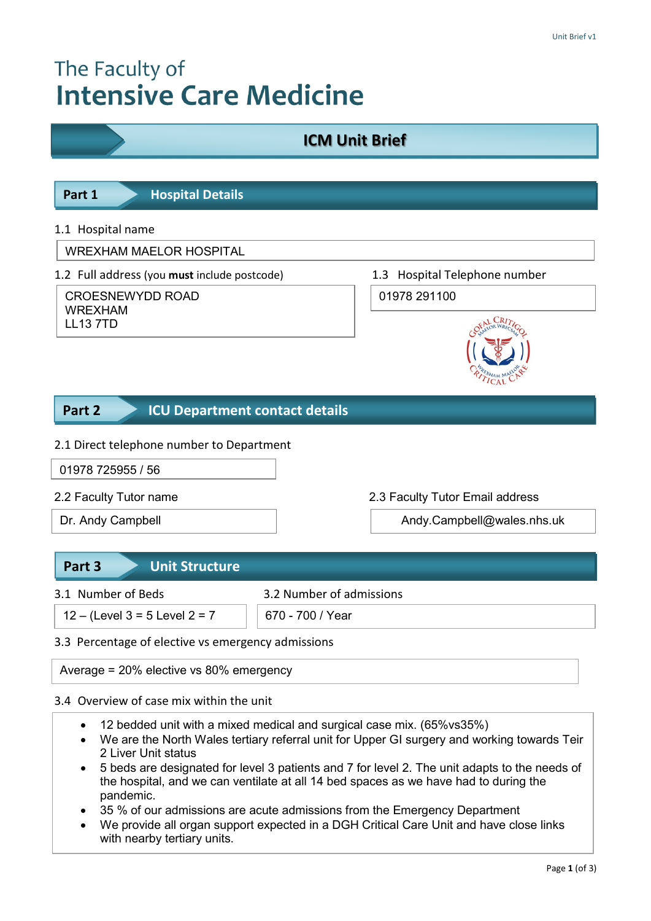The Faculty of
# Intensive Care Medicine

## ICM Unit Brief

## Part 1 Hospital Details

1.1 Hospital name

WREXHAM MAELOR HOSPITAL

1.2 Full address (you **must** include postcode)

CROESNEWYDD ROAD
WREXHAM
LL13 7TD

1.3 Hospital Telephone number

01978 291100

## Part 2 ICU Department contact details

2.1 Direct telephone number to Department

01978 725955 / 56

2.2 Faculty Tutor name

Dr. Andy Campbell

2.3 Faculty Tutor Email address

Andy.Campbell@wales.nhs.uk

## Part 3 Unit Structure

3.1 Number of Beds

12 – (Level 3 = 5 Level 2 = 7

3.2 Number of admissions

670 - 700 / Year

3.3 Percentage of elective vs emergency admissions

Average = 20% elective vs 80% emergency

3.4 Overview of case mix within the unit

- 12 bedded unit with a mixed medical and surgical case mix. (65%vs35%)
- We are the North Wales tertiary referral unit for Upper GI surgery and working towards Teir 2 Liver Unit status
- 5 beds are designated for level 3 patients and 7 for level 2. The unit adapts to the needs of the hospital, and we can ventilate at all 14 bed spaces as we have had to during the pandemic.
- 35 % of our admissions are acute admissions from the Emergency Department
- We provide all organ support expected in a DGH Critical Care Unit and have close links with nearby tertiary units.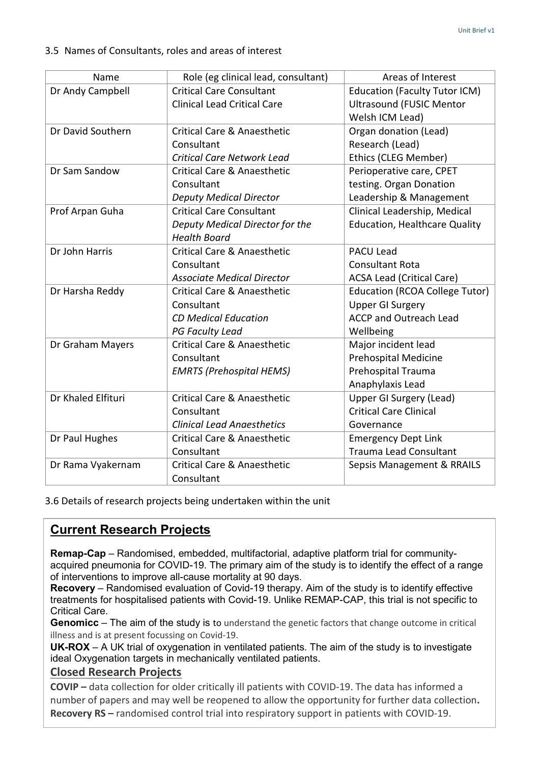3.5 Names of Consultants, roles and areas of interest

| Name | Role (eg clinical lead, consultant) | Areas of Interest |
|---|---|---|
| Dr Andy Campbell | Critical Care Consultant<br>Clinical Lead Critical Care | Education (Faculty Tutor ICM)<br>Ultrasound (FUSIC Mentor Welsh ICM Lead) |
| Dr David Southern | Critical Care & Anaesthetic Consultant<br>*Critical Care Network Lead* | Organ donation (Lead)<br>Research (Lead)<br>Ethics (CLEG Member) |
| Dr Sam Sandow | Critical Care & Anaesthetic Consultant<br>*Deputy Medical Director* | Perioperative care, CPET testing. Organ Donation<br>Leadership & Management |
| Prof Arpan Guha | Critical Care Consultant<br>*Deputy Medical Director for the Health Board* | Clinical Leadership, Medical Education, Healthcare Quality |
| Dr John Harris | Critical Care & Anaesthetic Consultant<br>*Associate Medical Director* | PACU Lead<br>Consultant Rota<br>ACSA Lead (Critical Care) |
| Dr Harsha Reddy | Critical Care & Anaesthetic Consultant<br>*CD Medical Education*<br>*PG Faculty Lead* | Education (RCOA College Tutor)<br>Upper GI Surgery<br>ACCP and Outreach Lead<br>Wellbeing |
| Dr Graham Mayers | Critical Care & Anaesthetic Consultant<br>*EMRTS (Prehospital HEMS)* | Major incident lead<br>Prehospital Medicine<br>Prehospital Trauma<br>Anaphylaxis Lead |
| Dr Khaled Elfituri | Critical Care & Anaesthetic Consultant<br>*Clinical Lead Anaesthetics* | Upper GI Surgery (Lead)<br>Critical Care Clinical Governance |
| Dr Paul Hughes | Critical Care & Anaesthetic Consultant | Emergency Dept Link<br>Trauma Lead Consultant |
| Dr Rama Vyakernam | Critical Care & Anaesthetic Consultant | Sepsis Management & RRAILS |

3.6 Details of research projects being undertaken within the unit

## Current Research Projects

**Remap-Cap** – Randomised, embedded, multifactorial, adaptive platform trial for community-acquired pneumonia for COVID-19. The primary aim of the study is to identify the effect of a range of interventions to improve all-cause mortality at 90 days.

**Recovery** – Randomised evaluation of Covid-19 therapy. Aim of the study is to identify effective treatments for hospitalised patients with Covid-19. Unlike REMAP-CAP, this trial is not specific to Critical Care.

**Genomicc** – The aim of the study is to understand the genetic factors that change outcome in critical illness and is at present focussing on Covid-19.

**UK-ROX** – A UK trial of oxygenation in ventilated patients. The aim of the study is to investigate ideal Oxygenation targets in mechanically ventilated patients.

## Closed Research Projects

**COVIP –** data collection for older critically ill patients with COVID-19. The data has informed a number of papers and may well be reopened to allow the opportunity for further data collection.

**Recovery RS –** randomised control trial into respiratory support in patients with COVID-19.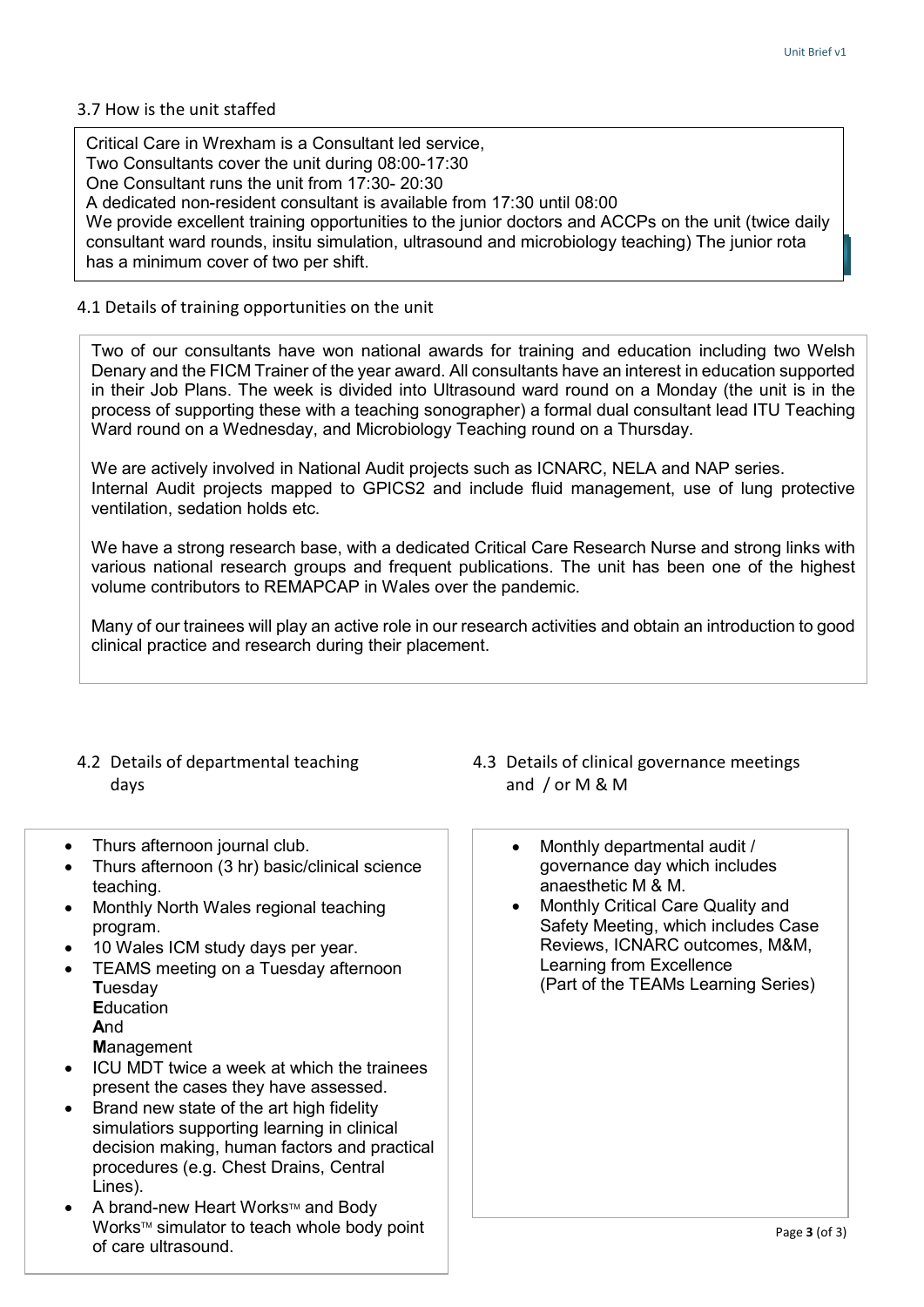### 3.7 How is the unit staffed

Critical Care in Wrexham is a Consultant led service,
Two Consultants cover the unit during 08:00-17:30
One Consultant runs the unit from 17:30- 20:30
A dedicated non-resident consultant is available from 17:30 until 08:00
We provide excellent training opportunities to the junior doctors and ACCPs on the unit (twice daily consultant ward rounds, insitu simulation, ultrasound and microbiology teaching) The junior rota has a minimum cover of two per shift.

### 4.1 Details of training opportunities on the unit

Two of our consultants have won national awards for training and education including two Welsh Denary and the FICM Trainer of the year award. All consultants have an interest in education supported in their Job Plans. The week is divided into Ultrasound ward round on a Monday (the unit is in the process of supporting these with a teaching sonographer) a formal dual consultant lead ITU Teaching Ward round on a Wednesday, and Microbiology Teaching round on a Thursday.

We are actively involved in National Audit projects such as ICNARC, NELA and NAP series.
Internal Audit projects mapped to GPICS2 and include fluid management, use of lung protective ventilation, sedation holds etc.

We have a strong research base, with a dedicated Critical Care Research Nurse and strong links with various national research groups and frequent publications. The unit has been one of the highest volume contributors to REMAPCAP in Wales over the pandemic.

Many of our trainees will play an active role in our research activities and obtain an introduction to good clinical practice and research during their placement.

### 4.2 Details of departmental teaching days

- Thurs afternoon journal club.
- Thurs afternoon (3 hr) basic/clinical science teaching.
- Monthly North Wales regional teaching program.
- 10 Wales ICM study days per year.
- TEAMS meeting on a Tuesday afternoon
  **T**uesday
  **E**ducation
  **A**nd
  **M**anagement
- ICU MDT twice a week at which the trainees present the cases they have assessed.
- Brand new state of the art high fidelity simulatiors supporting learning in clinical decision making, human factors and practical procedures (e.g. Chest Drains, Central Lines).
- A brand-new Heart Works™ and Body Works™ simulator to teach whole body point of care ultrasound.

### 4.3 Details of clinical governance meetings and / or M & M

- Monthly departmental audit / governance day which includes anaesthetic M & M.
- Monthly Critical Care Quality and Safety Meeting, which includes Case Reviews, ICNARC outcomes, M&M, Learning from Excellence (Part of the TEAMs Learning Series)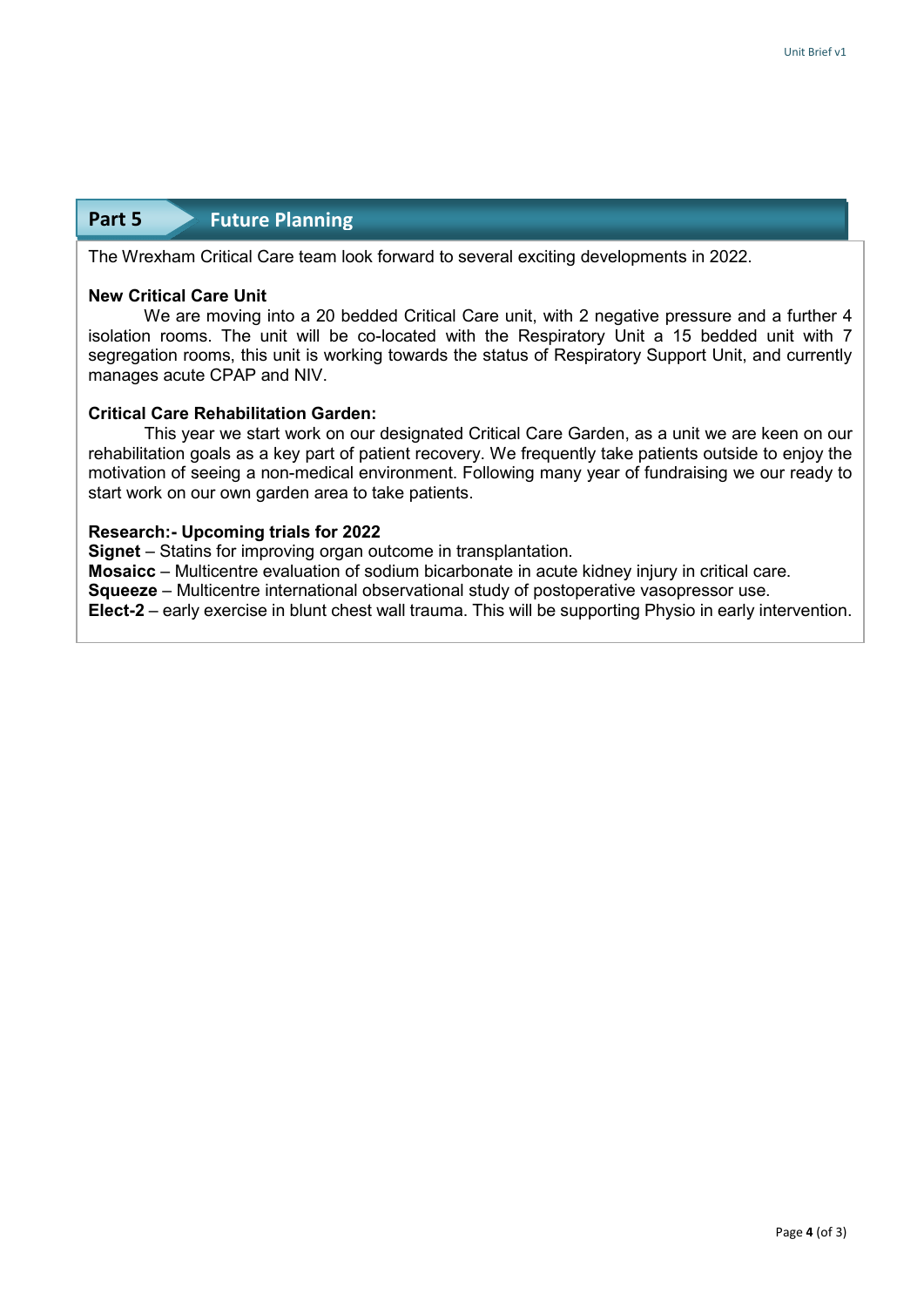## Part 5 Future Planning

The Wrexham Critical Care team look forward to several exciting developments in 2022.

**New Critical Care Unit**

We are moving into a 20 bedded Critical Care unit, with 2 negative pressure and a further 4 isolation rooms. The unit will be co-located with the Respiratory Unit a 15 bedded unit with 7 segregation rooms, this unit is working towards the status of Respiratory Support Unit, and currently manages acute CPAP and NIV.

**Critical Care Rehabilitation Garden:**

This year we start work on our designated Critical Care Garden, as a unit we are keen on our rehabilitation goals as a key part of patient recovery. We frequently take patients outside to enjoy the motivation of seeing a non-medical environment. Following many year of fundraising we our ready to start work on our own garden area to take patients.

**Research:- Upcoming trials for 2022**

**Signet** – Statins for improving organ outcome in transplantation.
**Mosaicc** – Multicentre evaluation of sodium bicarbonate in acute kidney injury in critical care.
**Squeeze** – Multicentre international observational study of postoperative vasopressor use.
**Elect-2** – early exercise in blunt chest wall trauma. This will be supporting Physio in early intervention.